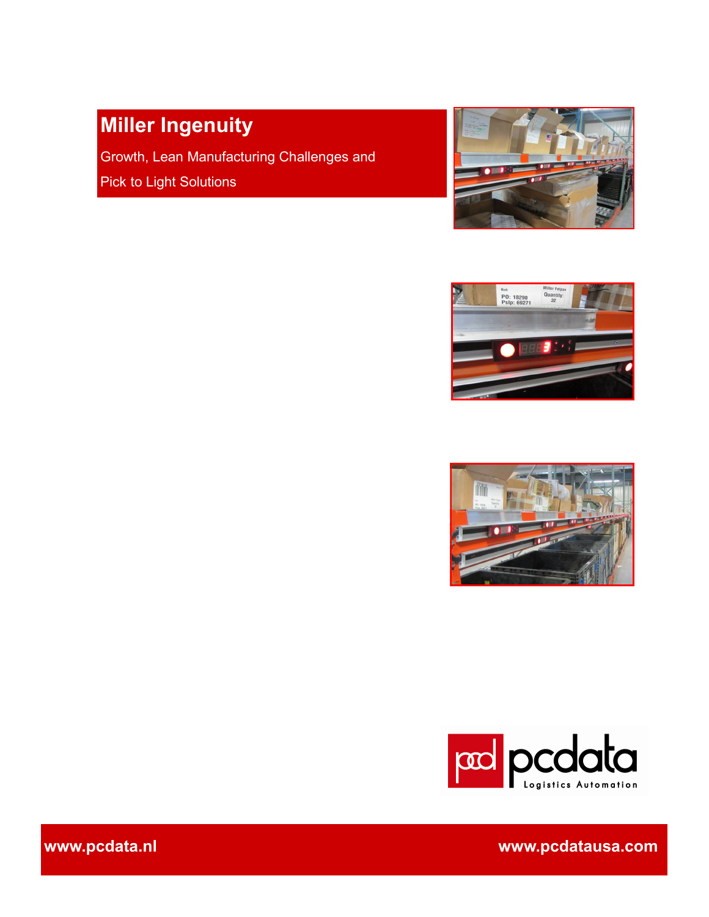# Miller Ingenuity

Growth, Lean Manufacturing Challenges and

Pick to Light Solutions

www.pcdata.nl

www.pcdatausa.com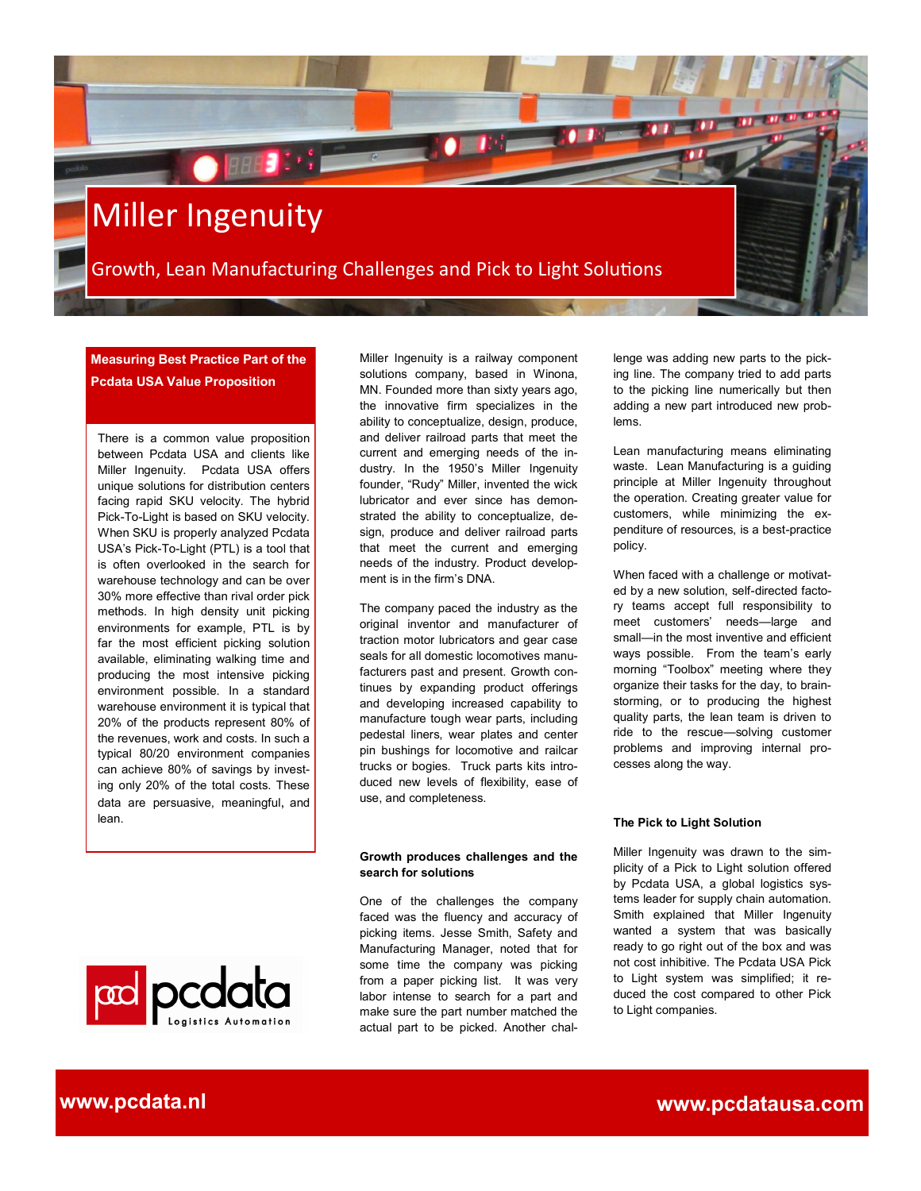# Miller Ingenuity

## Growth, Lean Manufacturing Challenges and Pick to Light Solutions

**Measuring Best Practice Part of the Pcdata USA Value Proposition**

There is a common value proposition between Pcdata USA and clients like Miller Ingenuity. Pcdata USA offers unique solutions for distribution centers facing rapid SKU velocity. The hybrid Pick-To-Light is based on SKU velocity. When SKU is properly analyzed Pcdata USA's Pick-To-Light (PTL) is a tool that is often overlooked in the search for warehouse technology and can be over 30% more effective than rival order pick methods. In high density unit picking environments for example, PTL is by far the most efficient picking solution available, eliminating walking time and producing the most intensive picking environment possible. In a standard warehouse environment it is typical that 20% of the products represent 80% of the revenues, work and costs. In such a typical 80/20 environment companies can achieve 80% of savings by investing only 20% of the total costs. These data are persuasive, meaningful, and lean.

Miller Ingenuity is a railway component solutions company, based in Winona, MN. Founded more than sixty years ago, the innovative firm specializes in the ability to conceptualize, design, produce, and deliver railroad parts that meet the current and emerging needs of the industry. In the 1950's Miller Ingenuity founder, "Rudy" Miller, invented the wick lubricator and ever since has demonstrated the ability to conceptualize, design, produce and deliver railroad parts that meet the current and emerging needs of the industry. Product development is in the firm's DNA.

The company paced the industry as the original inventor and manufacturer of traction motor lubricators and gear case seals for all domestic locomotives manufacturers past and present. Growth continues by expanding product offerings and developing increased capability to manufacture tough wear parts, including pedestal liners, wear plates and center pin bushings for locomotive and railcar trucks or bogies. Truck parts kits introduced new levels of flexibility, ease of use, and completeness.

**Growth produces challenges and the search for solutions**

One of the challenges the company faced was the fluency and accuracy of picking items. Jesse Smith, Safety and Manufacturing Manager, noted that for some time the company was picking from a paper picking list. It was very labor intense to search for a part and make sure the part number matched the actual part to be picked. Another challenge was adding new parts to the picking line. The company tried to add parts to the picking line numerically but then adding a new part introduced new problems.

Lean manufacturing means eliminating waste. Lean Manufacturing is a guiding principle at Miller Ingenuity throughout the operation. Creating greater value for customers, while minimizing the expenditure of resources, is a best-practice policy.

When faced with a challenge or motivated by a new solution, self-directed factory teams accept full responsibility to meet customers' needs—large and small—in the most inventive and efficient ways possible. From the team's early morning "Toolbox" meeting where they organize their tasks for the day, to brainstorming, or to producing the highest quality parts, the lean team is driven to ride to the rescue—solving customer problems and improving internal processes along the way.

**The Pick to Light Solution**

Miller Ingenuity was drawn to the simplicity of a Pick to Light solution offered by Pcdata USA, a global logistics systems leader for supply chain automation. Smith explained that Miller Ingenuity wanted a system that was basically ready to go right out of the box and was not cost inhibitive. The Pcdata USA Pick to Light system was simplified; it reduced the cost compared to other Pick to Light companies.

www.pcdata.nl www.pcdatausa.com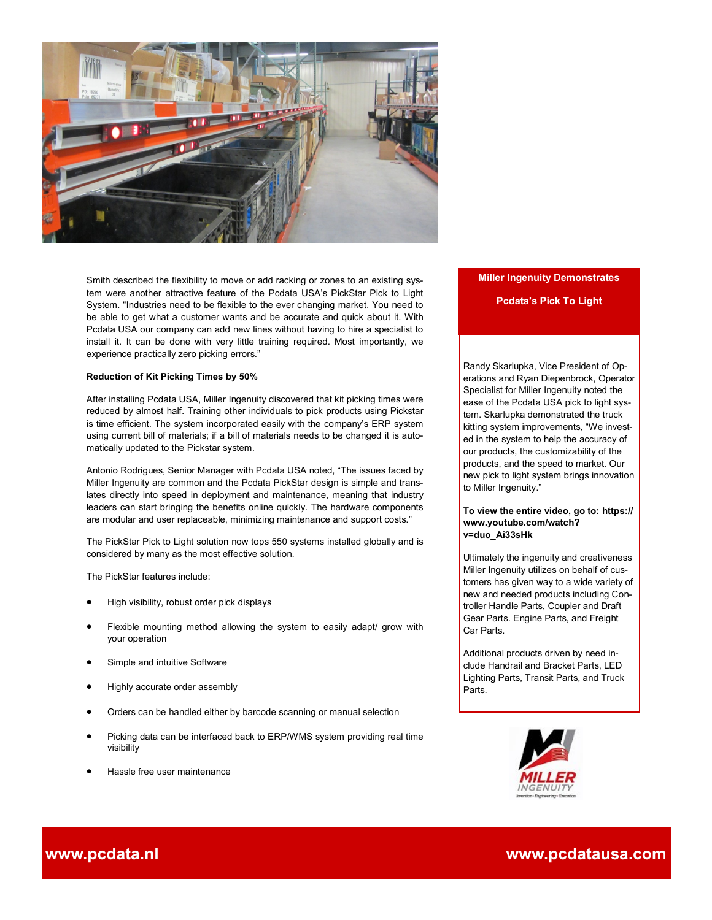Smith described the flexibility to move or add racking or zones to an existing system were another attractive feature of the Pcdata USA's PickStar Pick to Light System. "Industries need to be flexible to the ever changing market. You need to be able to get what a customer wants and be accurate and quick about it. With Pcdata USA our company can add new lines without having to hire a specialist to install it. It can be done with very little training required. Most importantly, we experience practically zero picking errors."

**Reduction of Kit Picking Times by 50%**

After installing Pcdata USA, Miller Ingenuity discovered that kit picking times were reduced by almost half. Training other individuals to pick products using Pickstar is time efficient. The system incorporated easily with the company's ERP system using current bill of materials; if a bill of materials needs to be changed it is automatically updated to the Pickstar system.

Antonio Rodrigues, Senior Manager with Pcdata USA noted, "The issues faced by Miller Ingenuity are common and the Pcdata PickStar design is simple and translates directly into speed in deployment and maintenance, meaning that industry leaders can start bringing the benefits online quickly. The hardware components are modular and user replaceable, minimizing maintenance and support costs."

The PickStar Pick to Light solution now tops 550 systems installed globally and is considered by many as the most effective solution.

The PickStar features include:

- High visibility, robust order pick displays
- Flexible mounting method allowing the system to easily adapt/ grow with your operation
- Simple and intuitive Software
- Highly accurate order assembly
- Orders can be handled either by barcode scanning or manual selection
- Picking data can be interfaced back to ERP/WMS system providing real time visibility
- Hassle free user maintenance

## Miller Ingenuity Demonstrates Pcdata's Pick To Light

Randy Skarlupka, Vice President of Operations and Ryan Diepenbrock, Operator Specialist for Miller Ingenuity noted the ease of the Pcdata USA pick to light system. Skarlupka demonstrated the truck kitting system improvements, "We invested in the system to help the accuracy of our products, the customizability of the products, and the speed to market. Our new pick to light system brings innovation to Miller Ingenuity."

**To view the entire video, go to: https://www.youtube.com/watch?v=duo_Ai33sHk**

Ultimately the ingenuity and creativeness Miller Ingenuity utilizes on behalf of customers has given way to a wide variety of new and needed products including Controller Handle Parts, Coupler and Draft Gear Parts. Engine Parts, and Freight Car Parts.

Additional products driven by need include Handrail and Bracket Parts, LED Lighting Parts, Transit Parts, and Truck Parts.

www.pcdata.nl www.pcdatausa.com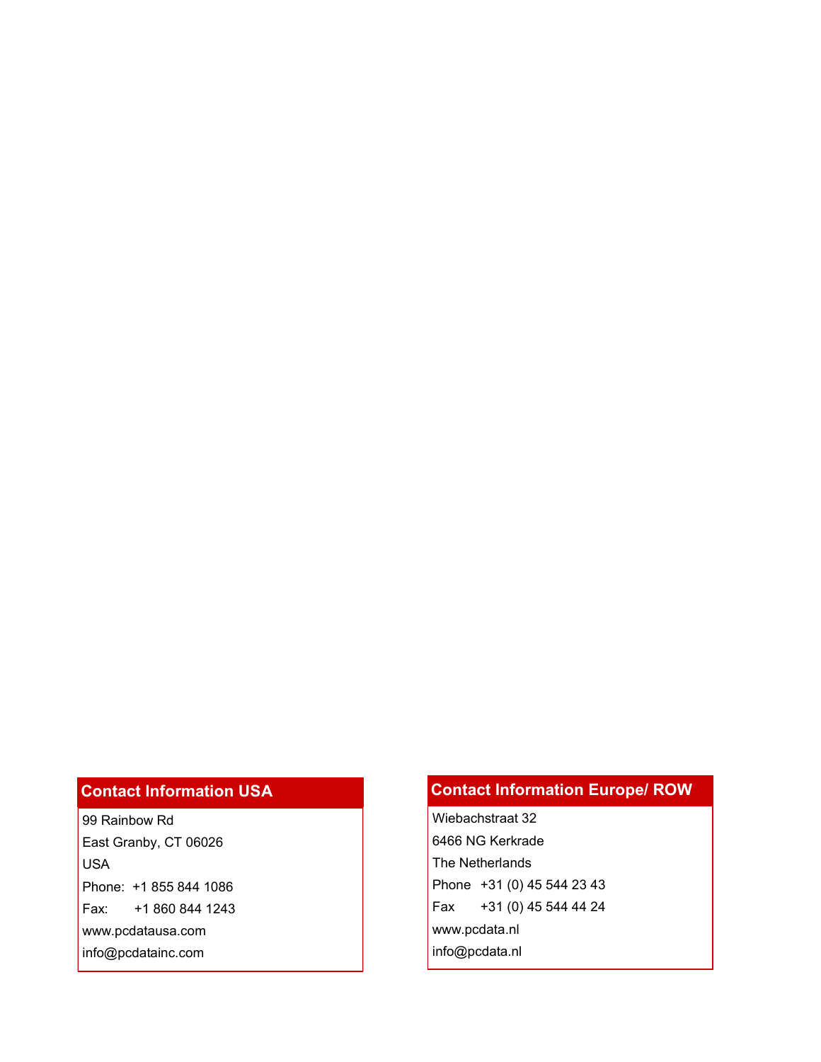## Contact Information USA

99 Rainbow Rd
East Granby, CT 06026
USA
Phone: +1 855 844 1086
Fax: +1 860 844 1243
www.pcdatausa.com
info@pcdatainc.com

## Contact Information Europe/ ROW

Wiebachstraat 32
6466 NG Kerkrade
The Netherlands
Phone +31 (0) 45 544 23 43
Fax +31 (0) 45 544 44 24
www.pcdata.nl
info@pcdata.nl